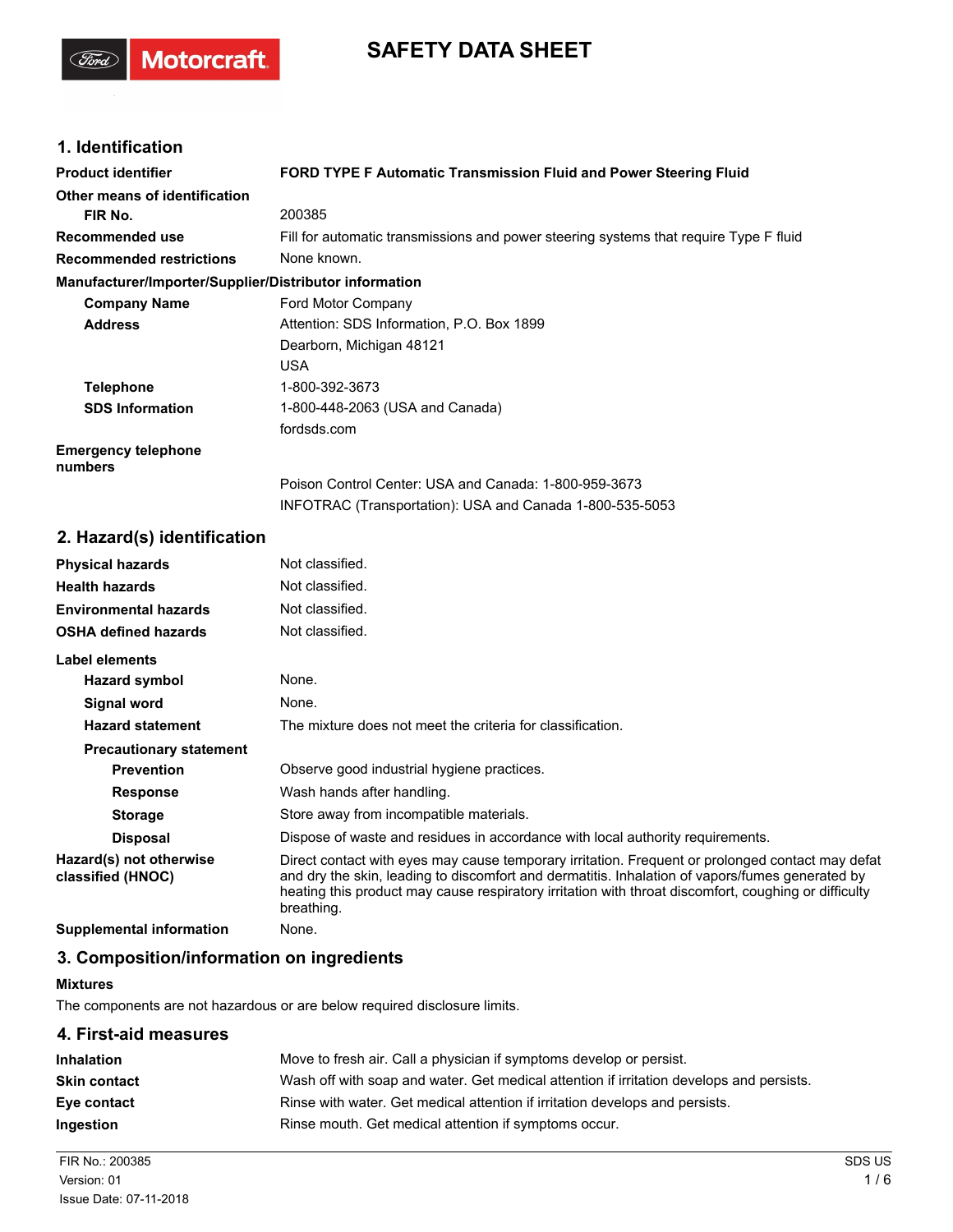# SAFETY DATA SHEET

## 1. Identification

| | |
|---|---|
| **Product identifier** | **FORD TYPE F Automatic Transmission Fluid and Power Steering Fluid** |
| **Other means of identification** | |
| **FIR No.** | 200385 |
| **Recommended use** | Fill for automatic transmissions and power steering systems that require Type F fluid |
| **Recommended restrictions** | None known. |

**Manufacturer/Importer/Supplier/Distributor information**

| | |
|---|---|
| **Company Name** | Ford Motor Company |
| **Address** | Attention: SDS Information, P.O. Box 1899<br>Dearborn, Michigan 48121<br>USA |
| **Telephone** | 1-800-392-3673 |
| **SDS Information** | 1-800-448-2063 (USA and Canada)<br>fordsds.com |
| **Emergency telephone numbers** | Poison Control Center: USA and Canada: 1-800-959-3673<br>INFOTRAC (Transportation): USA and Canada 1-800-535-5053 |

## 2. Hazard(s) identification

| | |
|---|---|
| **Physical hazards** | Not classified. |
| **Health hazards** | Not classified. |
| **Environmental hazards** | Not classified. |
| **OSHA defined hazards** | Not classified. |

**Label elements**

| | |
|---|---|
| **Hazard symbol** | None. |
| **Signal word** | None. |
| **Hazard statement** | The mixture does not meet the criteria for classification. |
| **Precautionary statement** | |
| **Prevention** | Observe good industrial hygiene practices. |
| **Response** | Wash hands after handling. |
| **Storage** | Store away from incompatible materials. |
| **Disposal** | Dispose of waste and residues in accordance with local authority requirements. |
| **Hazard(s) not otherwise classified (HNOC)** | Direct contact with eyes may cause temporary irritation. Frequent or prolonged contact may defat and dry the skin, leading to discomfort and dermatitis. Inhalation of vapors/fumes generated by heating this product may cause respiratory irritation with throat discomfort, coughing or difficulty breathing. |
| **Supplemental information** | None. |

## 3. Composition/information on ingredients

**Mixtures**

The components are not hazardous or are below required disclosure limits.

## 4. First-aid measures

| | |
|---|---|
| **Inhalation** | Move to fresh air. Call a physician if symptoms develop or persist. |
| **Skin contact** | Wash off with soap and water. Get medical attention if irritation develops and persists. |
| **Eye contact** | Rinse with water. Get medical attention if irritation develops and persists. |
| **Ingestion** | Rinse mouth. Get medical attention if symptoms occur. |

FIR No.: 200385
Version: 01
Issue Date: 07-11-2018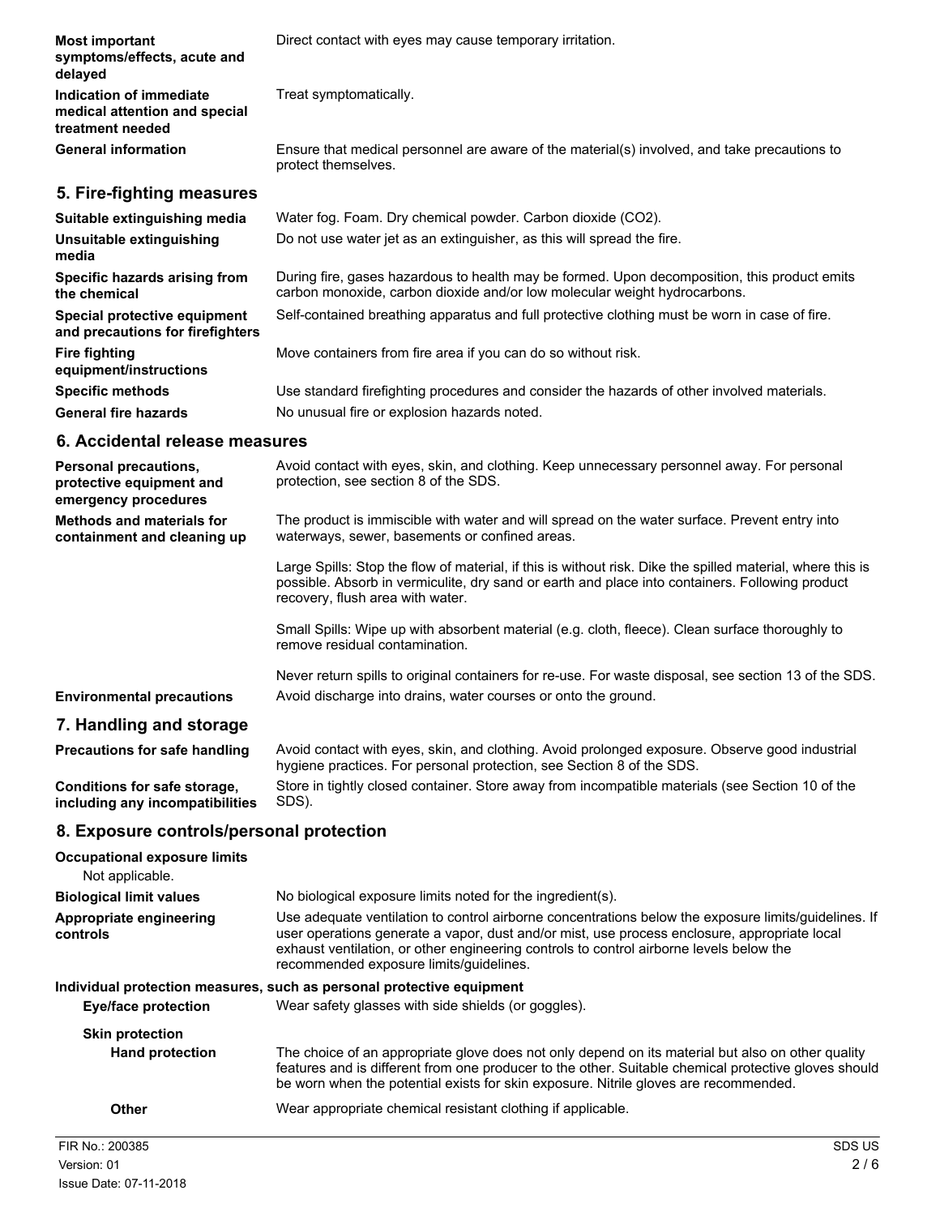**Most important symptoms/effects, acute and delayed** Direct contact with eyes may cause temporary irritation.

**Indication of immediate medical attention and special treatment needed** Treat symptomatically.

**General information** Ensure that medical personnel are aware of the material(s) involved, and take precautions to protect themselves.

## 5. Fire-fighting measures

**Suitable extinguishing media** Water fog. Foam. Dry chemical powder. Carbon dioxide ($CO_2$).

**Unsuitable extinguishing media** Do not use water jet as an extinguisher, as this will spread the fire.

**Specific hazards arising from the chemical** During fire, gases hazardous to health may be formed. Upon decomposition, this product emits carbon monoxide, carbon dioxide and/or low molecular weight hydrocarbons.

**Special protective equipment and precautions for firefighters** Self-contained breathing apparatus and full protective clothing must be worn in case of fire.

**Fire fighting equipment/instructions** Move containers from fire area if you can do so without risk.

**Specific methods** Use standard firefighting procedures and consider the hazards of other involved materials.

**General fire hazards** No unusual fire or explosion hazards noted.

## 6. Accidental release measures

**Personal precautions, protective equipment and emergency procedures** Avoid contact with eyes, skin, and clothing. Keep unnecessary personnel away. For personal protection, see section 8 of the SDS.

**Methods and materials for containment and cleaning up** The product is immiscible with water and will spread on the water surface. Prevent entry into waterways, sewer, basements or confined areas.

Large Spills: Stop the flow of material, if this is without risk. Dike the spilled material, where this is possible. Absorb in vermiculite, dry sand or earth and place into containers. Following product recovery, flush area with water.

Small Spills: Wipe up with absorbent material (e.g. cloth, fleece). Clean surface thoroughly to remove residual contamination.

Never return spills to original containers for re-use. For waste disposal, see section 13 of the SDS.

**Environmental precautions** Avoid discharge into drains, water courses or onto the ground.

## 7. Handling and storage

**Precautions for safe handling** Avoid contact with eyes, skin, and clothing. Avoid prolonged exposure. Observe good industrial hygiene practices. For personal protection, see Section 8 of the SDS.

**Conditions for safe storage, including any incompatibilities** Store in tightly closed container. Store away from incompatible materials (see Section 10 of the SDS).

## 8. Exposure controls/personal protection

**Occupational exposure limits**

Not applicable.

**Biological limit values** No biological exposure limits noted for the ingredient(s).

**Appropriate engineering controls** Use adequate ventilation to control airborne concentrations below the exposure limits/guidelines. If user operations generate a vapor, dust and/or mist, use process enclosure, appropriate local exhaust ventilation, or other engineering controls to control airborne levels below the recommended exposure limits/guidelines.

**Individual protection measures, such as personal protective equipment**

**Eye/face protection** Wear safety glasses with side shields (or goggles).

**Skin protection**

**Hand protection** The choice of an appropriate glove does not only depend on its material but also on other quality features and is different from one producer to the other. Suitable chemical protective gloves should be worn when the potential exists for skin exposure. Nitrile gloves are recommended.

**Other** Wear appropriate chemical resistant clothing if applicable.

FIR No.: 200385
Version: 01
Issue Date: 07-11-2018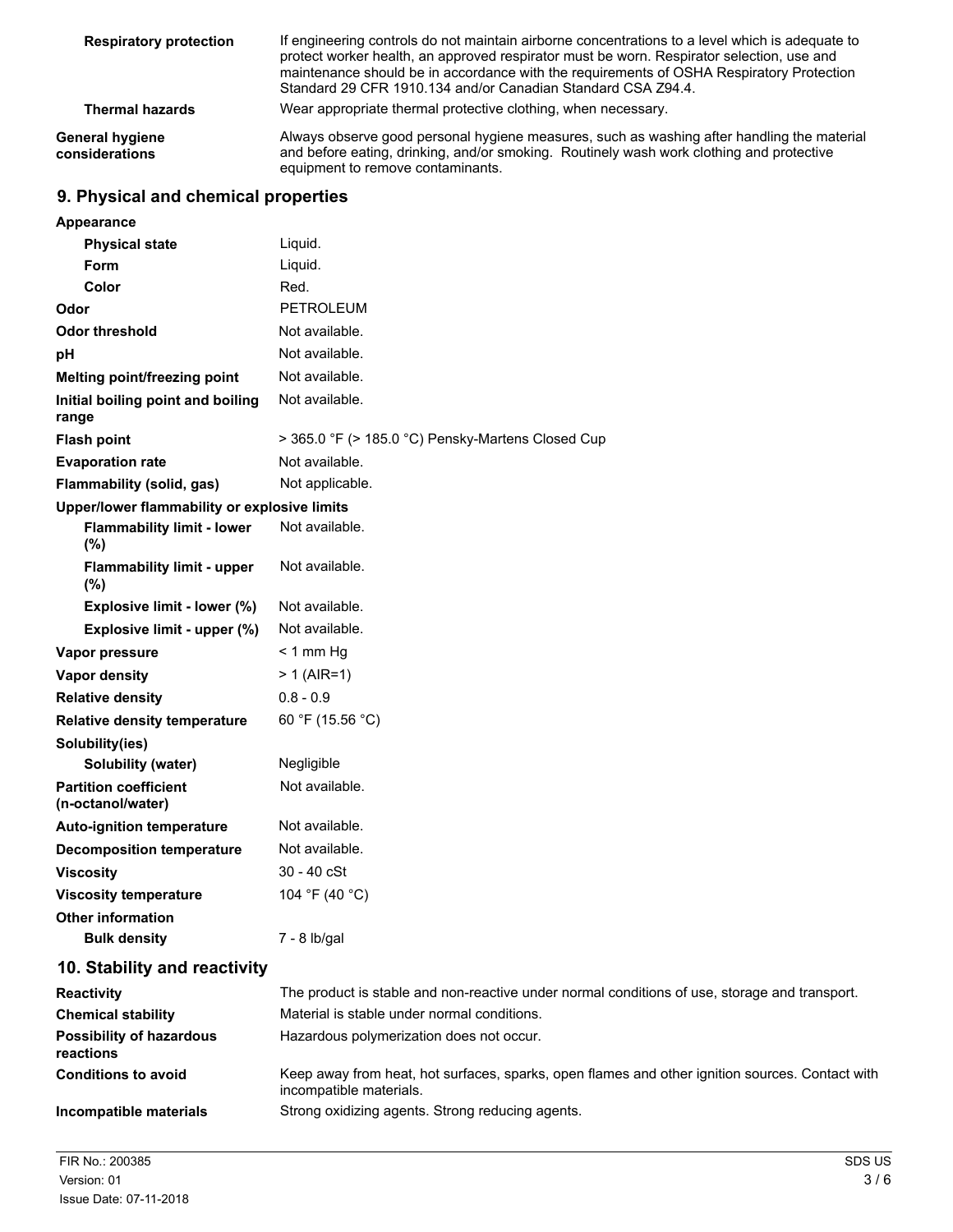| | |
|---|---|
| **Respiratory protection** | If engineering controls do not maintain airborne concentrations to a level which is adequate to protect worker health, an approved respirator must be worn. Respirator selection, use and maintenance should be in accordance with the requirements of OSHA Respiratory Protection Standard 29 CFR 1910.134 and/or Canadian Standard CSA Z94.4. |
| **Thermal hazards** | Wear appropriate thermal protective clothing, when necessary. |
| **General hygiene considerations** | Always observe good personal hygiene measures, such as washing after handling the material and before eating, drinking, and/or smoking. Routinely wash work clothing and protective equipment to remove contaminants. |

## 9. Physical and chemical properties

| | |
|---|---|
| **Appearance** | |
| **Physical state** | Liquid. |
| **Form** | Liquid. |
| **Color** | Red. |
| **Odor** | PETROLEUM |
| **Odor threshold** | Not available. |
| **pH** | Not available. |
| **Melting point/freezing point** | Not available. |
| **Initial boiling point and boiling range** | Not available. |
| **Flash point** | > 365.0 °F (> 185.0 °C) Pensky-Martens Closed Cup |
| **Evaporation rate** | Not available. |
| **Flammability (solid, gas)** | Not applicable. |
| **Upper/lower flammability or explosive limits** | |
| **Flammability limit - lower (%)** | Not available. |
| **Flammability limit - upper (%)** | Not available. |
| **Explosive limit - lower (%)** | Not available. |
| **Explosive limit - upper (%)** | Not available. |
| **Vapor pressure** | < 1 mm Hg |
| **Vapor density** | > 1 (AIR=1) |
| **Relative density** | 0.8 - 0.9 |
| **Relative density temperature** | 60 °F (15.56 °C) |
| **Solubility(ies)** | |
| **Solubility (water)** | Negligible |
| **Partition coefficient (n-octanol/water)** | Not available. |
| **Auto-ignition temperature** | Not available. |
| **Decomposition temperature** | Not available. |
| **Viscosity** | 30 - 40 cSt |
| **Viscosity temperature** | 104 °F (40 °C) |
| **Other information** | |
| **Bulk density** | 7 - 8 lb/gal |

## 10. Stability and reactivity

| | |
|---|---|
| **Reactivity** | The product is stable and non-reactive under normal conditions of use, storage and transport. |
| **Chemical stability** | Material is stable under normal conditions. |
| **Possibility of hazardous reactions** | Hazardous polymerization does not occur. |
| **Conditions to avoid** | Keep away from heat, hot surfaces, sparks, open flames and other ignition sources. Contact with incompatible materials. |
| **Incompatible materials** | Strong oxidizing agents. Strong reducing agents. |

FIR No.: 200385
Version: 01
Issue Date: 07-11-2018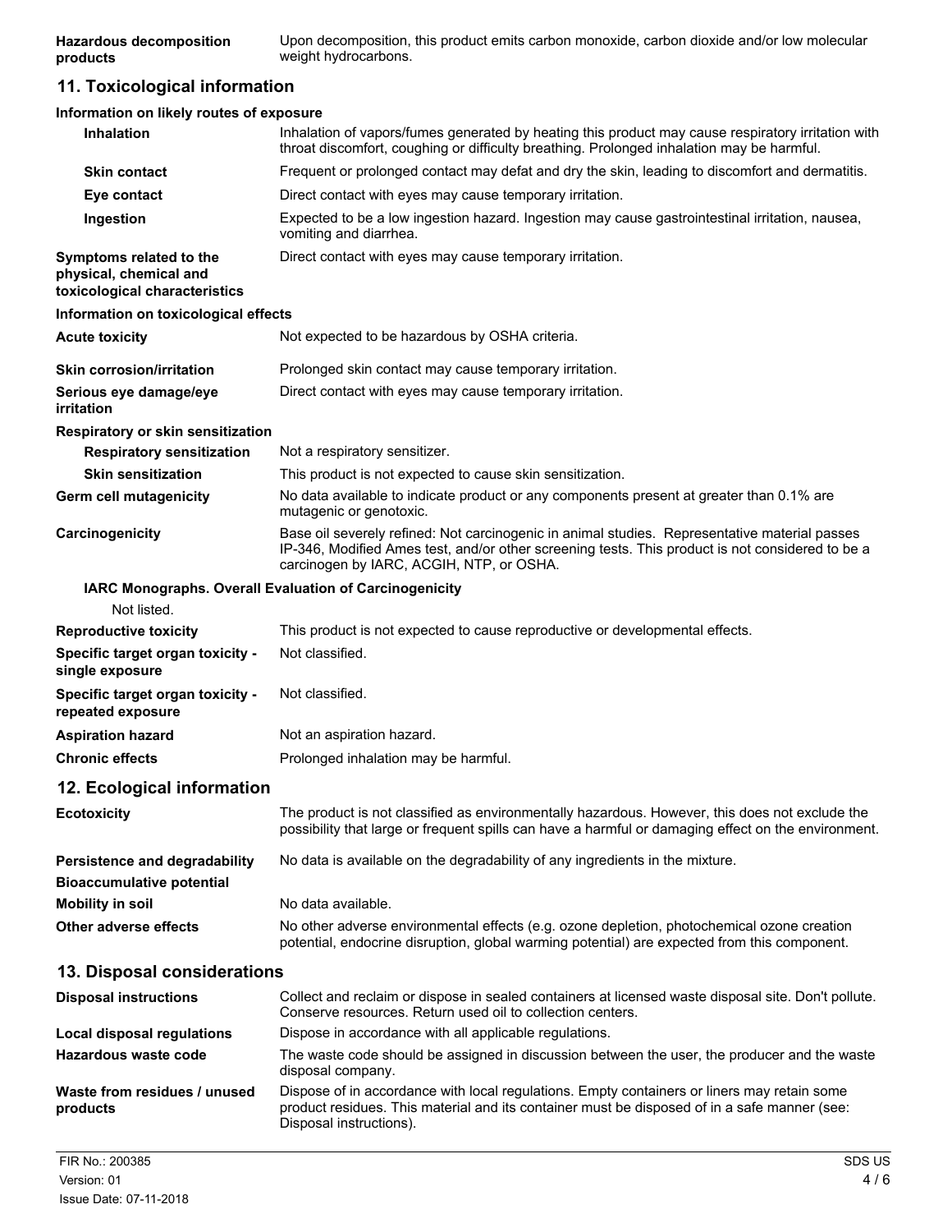| | |
|---|---|
| **Hazardous decomposition products** | Upon decomposition, this product emits carbon monoxide, carbon dioxide and/or low molecular weight hydrocarbons. |

## 11. Toxicological information

**Information on likely routes of exposure**

| | |
|---|---|
| **Inhalation** | Inhalation of vapors/fumes generated by heating this product may cause respiratory irritation with throat discomfort, coughing or difficulty breathing. Prolonged inhalation may be harmful. |
| **Skin contact** | Frequent or prolonged contact may defat and dry the skin, leading to discomfort and dermatitis. |
| **Eye contact** | Direct contact with eyes may cause temporary irritation. |
| **Ingestion** | Expected to be a low ingestion hazard. Ingestion may cause gastrointestinal irritation, nausea, vomiting and diarrhea. |
| **Symptoms related to the physical, chemical and toxicological characteristics** | Direct contact with eyes may cause temporary irritation. |

**Information on toxicological effects**

| | |
|---|---|
| **Acute toxicity** | Not expected to be hazardous by OSHA criteria. |
| **Skin corrosion/irritation** | Prolonged skin contact may cause temporary irritation. |
| **Serious eye damage/eye irritation** | Direct contact with eyes may cause temporary irritation. |

**Respiratory or skin sensitization**

| | |
|---|---|
| **Respiratory sensitization** | Not a respiratory sensitizer. |
| **Skin sensitization** | This product is not expected to cause skin sensitization. |
| **Germ cell mutagenicity** | No data available to indicate product or any components present at greater than 0.1% are mutagenic or genotoxic. |
| **Carcinogenicity** | Base oil severely refined: Not carcinogenic in animal studies. Representative material passes IP-346, Modified Ames test, and/or other screening tests. This product is not considered to be a carcinogen by IARC, ACGIH, NTP, or OSHA. |

**IARC Monographs. Overall Evaluation of Carcinogenicity**

Not listed.

| | |
|---|---|
| **Reproductive toxicity** | This product is not expected to cause reproductive or developmental effects. |
| **Specific target organ toxicity - single exposure** | Not classified. |
| **Specific target organ toxicity - repeated exposure** | Not classified. |
| **Aspiration hazard** | Not an aspiration hazard. |
| **Chronic effects** | Prolonged inhalation may be harmful. |

## 12. Ecological information

| | |
|---|---|
| **Ecotoxicity** | The product is not classified as environmentally hazardous. However, this does not exclude the possibility that large or frequent spills can have a harmful or damaging effect on the environment. |
| **Persistence and degradability** | No data is available on the degradability of any ingredients in the mixture. |
| **Bioaccumulative potential** | |
| **Mobility in soil** | No data available. |
| **Other adverse effects** | No other adverse environmental effects (e.g. ozone depletion, photochemical ozone creation potential, endocrine disruption, global warming potential) are expected from this component. |

## 13. Disposal considerations

| | |
|---|---|
| **Disposal instructions** | Collect and reclaim or dispose in sealed containers at licensed waste disposal site. Don't pollute. Conserve resources. Return used oil to collection centers. |
| **Local disposal regulations** | Dispose in accordance with all applicable regulations. |
| **Hazardous waste code** | The waste code should be assigned in discussion between the user, the producer and the waste disposal company. |
| **Waste from residues / unused products** | Dispose of in accordance with local regulations. Empty containers or liners may retain some product residues. This material and its container must be disposed of in a safe manner (see: Disposal instructions). |

FIR No.: 200385
Version: 01
Issue Date: 07-11-2018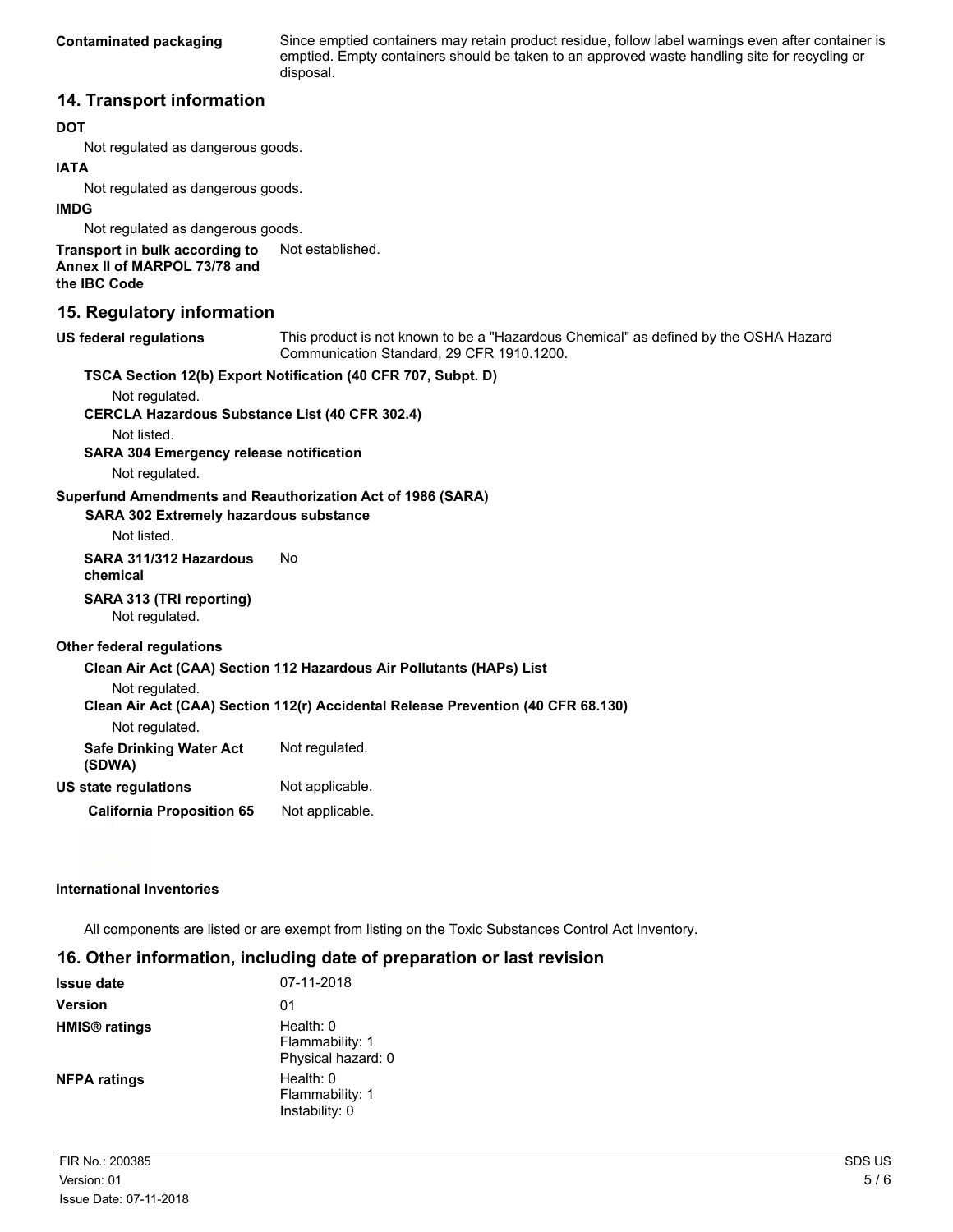**Contaminated packaging** Since emptied containers may retain product residue, follow label warnings even after container is emptied. Empty containers should be taken to an approved waste handling site for recycling or disposal.

## 14. Transport information

**DOT**

Not regulated as dangerous goods.

**IATA**

Not regulated as dangerous goods.

**IMDG**

Not regulated as dangerous goods.

**Transport in bulk according to Annex II of MARPOL 73/78 and the IBC Code** Not established.

## 15. Regulatory information

**US federal regulations** This product is not known to be a "Hazardous Chemical" as defined by the OSHA Hazard Communication Standard, 29 CFR 1910.1200.

**TSCA Section 12(b) Export Notification (40 CFR 707, Subpt. D)**

Not regulated.

**CERCLA Hazardous Substance List (40 CFR 302.4)**

Not listed.

**SARA 304 Emergency release notification**

Not regulated.

**Superfund Amendments and Reauthorization Act of 1986 (SARA)**

**SARA 302 Extremely hazardous substance**

Not listed.

**SARA 311/312 Hazardous chemical** No

**SARA 313 (TRI reporting)**

Not regulated.

**Other federal regulations**

**Clean Air Act (CAA) Section 112 Hazardous Air Pollutants (HAPs) List**

Not regulated.

**Clean Air Act (CAA) Section 112(r) Accidental Release Prevention (40 CFR 68.130)**

Not regulated.

**Safe Drinking Water Act (SDWA)** Not regulated.

**US state regulations** Not applicable.

**California Proposition 65** Not applicable.

**International Inventories**

All components are listed or are exempt from listing on the Toxic Substances Control Act Inventory.

## 16. Other information, including date of preparation or last revision

**Issue date** 07-11-2018

**Version** 01

**HMIS® ratings** Health: 0
Flammability: 1
Physical hazard: 0

**NFPA ratings** Health: 0
Flammability: 1
Instability: 0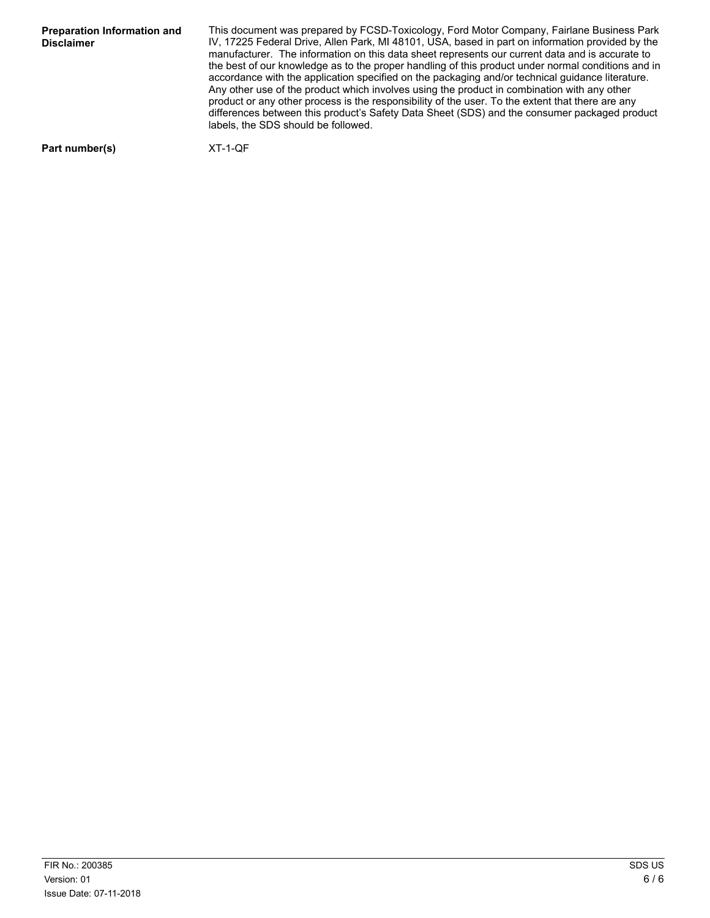**Preparation Information and Disclaimer**

This document was prepared by FCSD-Toxicology, Ford Motor Company, Fairlane Business Park IV, 17225 Federal Drive, Allen Park, MI 48101, USA, based in part on information provided by the manufacturer. The information on this data sheet represents our current data and is accurate to the best of our knowledge as to the proper handling of this product under normal conditions and in accordance with the application specified on the packaging and/or technical guidance literature. Any other use of the product which involves using the product in combination with any other product or any other process is the responsibility of the user. To the extent that there are any differences between this product's Safety Data Sheet (SDS) and the consumer packaged product labels, the SDS should be followed.

**Part number(s)**

XT-1-QF